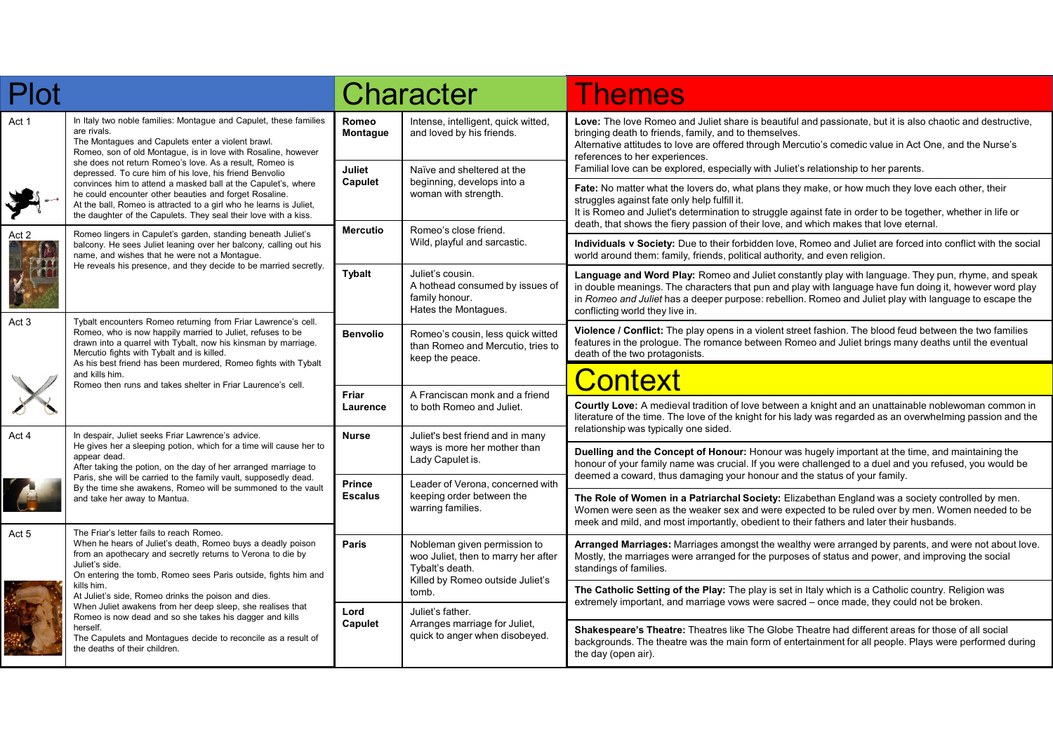# Plot

| | |
|---|---|
| Act 1 | In Italy two noble families: Montague and Capulet, these families are rivals. The Montagues and Capulets enter a violent brawl. Romeo, son of old Montague, is in love with Rosaline, however she does not return Romeo's love. As a result, Romeo is depressed. To cure him of his love, his friend Benvolio convinces him to attend a masked ball at the Capulet's, where he could encounter other beauties and forget Rosaline. At the ball, Romeo is attracted to a girl who he learns is Juliet, the daughter of the Capulets. They seal their love with a kiss. |
| Act 2 | Romeo lingers in Capulet's garden, standing beneath Juliet's balcony. He sees Juliet leaning over her balcony, calling out his name, and wishes that he were not a Montague. He reveals his presence, and they decide to be married secretly. |
| Act 3 | Tybalt encounters Romeo returning from Friar Lawrence's cell. Romeo, who is now happily married to Juliet, refuses to be drawn into a quarrel with Tybalt, now his kinsman by marriage. Mercutio fights with Tybalt and is killed. As his best friend has been murdered, Romeo fights with Tybalt and kills him. Romeo then runs and takes shelter in Friar Laurence's cell. |
| Act 4 | In despair, Juliet seeks Friar Lawrence's advice. He gives her a sleeping potion, which for a time will cause her to appear dead. After taking the potion, on the day of her arranged marriage to Paris, she will be carried to the family vault, supposedly dead. By the time she awakens, Romeo will be summoned to the vault and take her away to Mantua. |
| Act 5 | The Friar's letter fails to reach Romeo. When he hears of Juliet's death, Romeo buys a deadly poison from an apothecary and secretly returns to Verona to die by Juliet's side. On entering the tomb, Romeo sees Paris outside, fights him and kills him. At Juliet's side, Romeo drinks the poison and dies. When Juliet awakens from her deep sleep, she realises that Romeo is now dead and so she takes his dagger and kills herself. The Capulets and Montagues decide to reconcile as a result of the deaths of their children. |

# Character

| | |
|---|---|
| **Romeo Montague** | Intense, intelligent, quick witted, and loved by his friends. |
| **Juliet Capulet** | Naïve and sheltered at the beginning, develops into a woman with strength. |
| **Mercutio** | Romeo's close friend. Wild, playful and sarcastic. |
| **Tybalt** | Juliet's cousin. A hothead consumed by issues of family honour. Hates the Montagues. |
| **Benvolio** | Romeo's cousin, less quick witted than Romeo and Mercutio, tries to keep the peace. |
| **Friar Laurence** | A Franciscan monk and a friend to both Romeo and Juliet. |
| **Nurse** | Juliet's best friend and in many ways is more her mother than Lady Capulet is. |
| **Prince Escalus** | Leader of Verona, concerned with keeping order between the warring families. |
| **Paris** | Nobleman given permission to woo Juliet, then to marry her after Tybalt's death. Killed by Romeo outside Juliet's tomb. |
| **Lord Capulet** | Juliet's father. Arranges marriage for Juliet, quick to anger when disobeyed. |

# Themes

**Love:** The love Romeo and Juliet share is beautiful and passionate, but it is also chaotic and destructive, bringing death to friends, family, and to themselves. Alternative attitudes to love are offered through Mercutio's comedic value in Act One, and the Nurse's references to her experiences. Familial love can be explored, especially with Juliet's relationship to her parents.

**Fate:** No matter what the lovers do, what plans they make, or how much they love each other, their struggles against fate only help fulfill it. It is Romeo and Juliet's determination to struggle against fate in order to be together, whether in life or death, that shows the fiery passion of their love, and which makes that love eternal.

**Individuals v Society:** Due to their forbidden love, Romeo and Juliet are forced into conflict with the social world around them: family, friends, political authority, and even religion.

**Language and Word Play:** Romeo and Juliet constantly play with language. They pun, rhyme, and speak in double meanings. The characters that pun and play with language have fun doing it, however word play in *Romeo and Juliet* has a deeper purpose: rebellion. Romeo and Juliet play with language to escape the conflicting world they live in.

**Violence / Conflict:** The play opens in a violent street fashion. The blood feud between the two families features in the prologue. The romance between Romeo and Juliet brings many deaths until the eventual death of the two protagonists.

# Context

**Courtly Love:** A medieval tradition of love between a knight and an unattainable noblewoman common in literature of the time. The love of the knight for his lady was regarded as an overwhelming passion and the relationship was typically one sided.

**Duelling and the Concept of Honour:** Honour was hugely important at the time, and maintaining the honour of your family name was crucial. If you were challenged to a duel and you refused, you would be deemed a coward, thus damaging your honour and the status of your family.

**The Role of Women in a Patriarchal Society:** Elizabethan England was a society controlled by men. Women were seen as the weaker sex and were expected to be ruled over by men. Women needed to be meek and mild, and most importantly, obedient to their fathers and later their husbands.

**Arranged Marriages:** Marriages amongst the wealthy were arranged by parents, and were not about love. Mostly, the marriages were arranged for the purposes of status and power, and improving the social standings of families.

**The Catholic Setting of the Play:** The play is set in Italy which is a Catholic country. Religion was extremely important, and marriage vows were sacred – once made, they could not be broken.

**Shakespeare's Theatre:** Theatres like The Globe Theatre had different areas for those of all social backgrounds. The theatre was the main form of entertainment for all people. Plays were performed during the day (open air).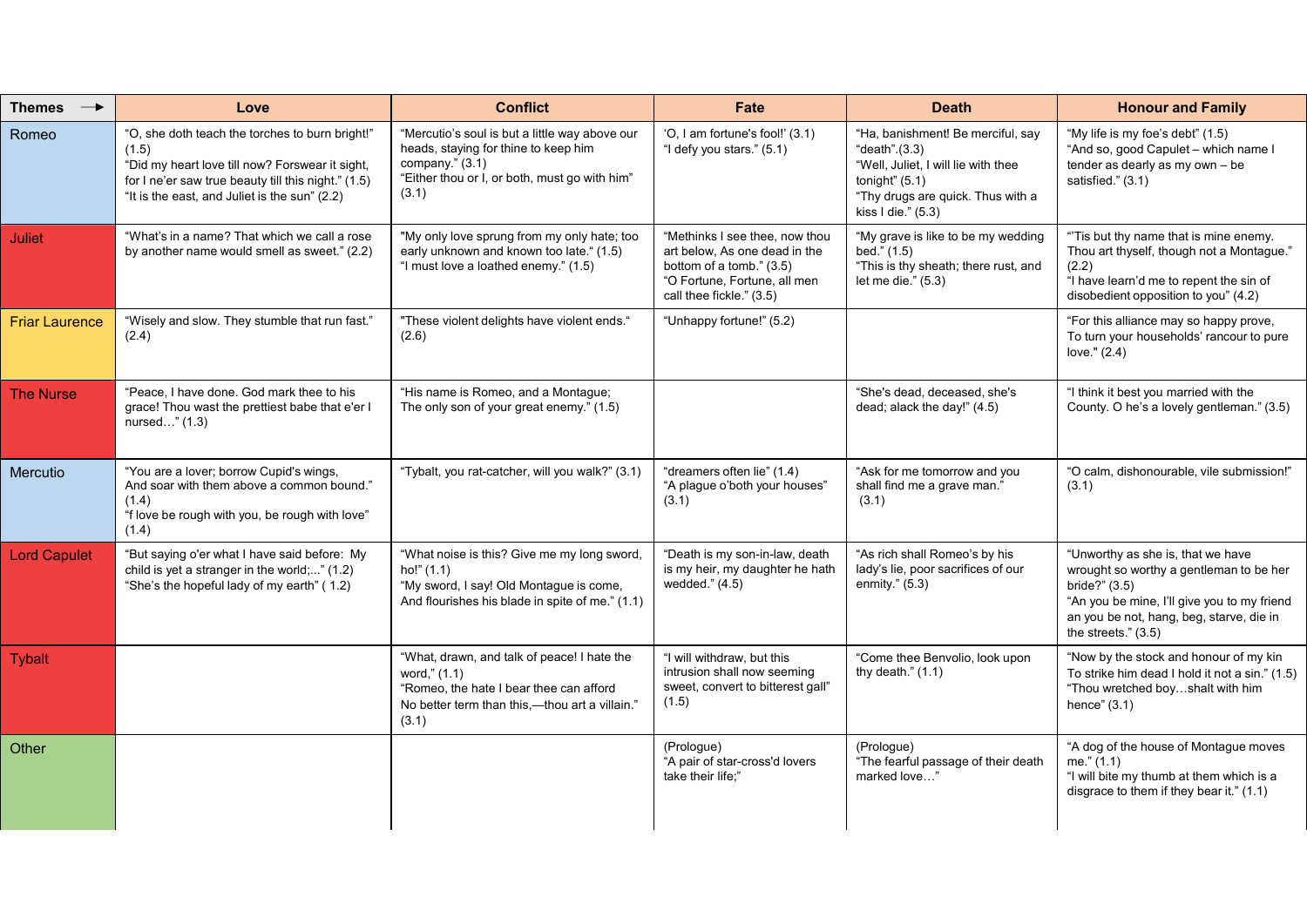| Themes → | Love | Conflict | Fate | Death | Honour and Family |
|---|---|---|---|---|---|
| Romeo | "O, she doth teach the torches to burn bright!" (1.5)<br>"Did my heart love till now? Forswear it sight, for I ne'er saw true beauty till this night." (1.5)<br>"It is the east, and Juliet is the sun" (2.2) | "Mercutio's soul is but a little way above our heads, staying for thine to keep him company." (3.1)<br>"Either thou or I, or both, must go with him" (3.1) | 'O, I am fortune's fool!' (3.1)<br>"I defy you stars." (5.1) | "Ha, banishment! Be merciful, say "death".(3.3)<br>"Well, Juliet, I will lie with thee tonight" (5.1)<br>"Thy drugs are quick. Thus with a kiss I die." (5.3) | "My life is my foe's debt" (1.5)<br>"And so, good Capulet – which name I tender as dearly as my own – be satisfied." (3.1) |
| Juliet | "What's in a name? That which we call a rose by another name would smell as sweet." (2.2) | "My only love sprung from my only hate; too early unknown and known too late." (1.5)<br>"I must love a loathed enemy." (1.5) | "Methinks I see thee, now thou art below, As one dead in the bottom of a tomb." (3.5)<br>"O Fortune, Fortune, all men call thee fickle." (3.5) | "My grave is like to be my wedding bed." (1.5)<br>"This is thy sheath; there rust, and let me die." (5.3) | "'Tis but thy name that is mine enemy. Thou art thyself, though not a Montague." (2.2)<br>"I have learn'd me to repent the sin of disobedient opposition to you" (4.2) |
| Friar Laurence | "Wisely and slow. They stumble that run fast." (2.4) | "These violent delights have violent ends." (2.6) | "Unhappy fortune!" (5.2) | | "For this alliance may so happy prove, To turn your households' rancour to pure love." (2.4) |
| The Nurse | "Peace, I have done. God mark thee to his grace! Thou wast the prettiest babe that e'er I nursed…" (1.3) | "His name is Romeo, and a Montague; The only son of your great enemy." (1.5) | | "She's dead, deceased, she's dead; alack the day!" (4.5) | "I think it best you married with the County. O he's a lovely gentleman." (3.5) |
| Mercutio | "You are a lover; borrow Cupid's wings, And soar with them above a common bound." (1.4)<br>"f love be rough with you, be rough with love" (1.4) | "Tybalt, you rat-catcher, will you walk?" (3.1) | "dreamers often lie" (1.4)<br>"A plague o'both your houses" (3.1) | "Ask for me tomorrow and you shall find me a grave man." (3.1) | "O calm, dishonourable, vile submission!" (3.1) |
| Lord Capulet | "But saying o'er what I have said before: My child is yet a stranger in the world;..." (1.2)<br>"She's the hopeful lady of my earth" ( 1.2) | "What noise is this? Give me my long sword, ho!" (1.1)<br>"My sword, I say! Old Montague is come, And flourishes his blade in spite of me." (1.1) | "Death is my son-in-law, death is my heir, my daughter he hath wedded." (4.5) | "As rich shall Romeo's by his lady's lie, poor sacrifices of our enmity." (5.3) | "Unworthy as she is, that we have wrought so worthy a gentleman to be her bride?" (3.5)<br>"An you be mine, I'll give you to my friend an you be not, hang, beg, starve, die in the streets." (3.5) |
| Tybalt | | "What, drawn, and talk of peace! I hate the word," (1.1)<br>"Romeo, the hate I bear thee can afford No better term than this,—thou art a villain." (3.1) | "I will withdraw, but this intrusion shall now seeming sweet, convert to bitterest gall" (1.5) | "Come thee Benvolio, look upon thy death." (1.1) | "Now by the stock and honour of my kin To strike him dead I hold it not a sin." (1.5)<br>"Thou wretched boy…shalt with him hence" (3.1) |
| Other | | | (Prologue)<br>"A pair of star-cross'd lovers take their life;" | (Prologue)<br>"The fearful passage of their death marked love…" | "A dog of the house of Montague moves me." (1.1)<br>"I will bite my thumb at them which is a disgrace to them if they bear it." (1.1) |